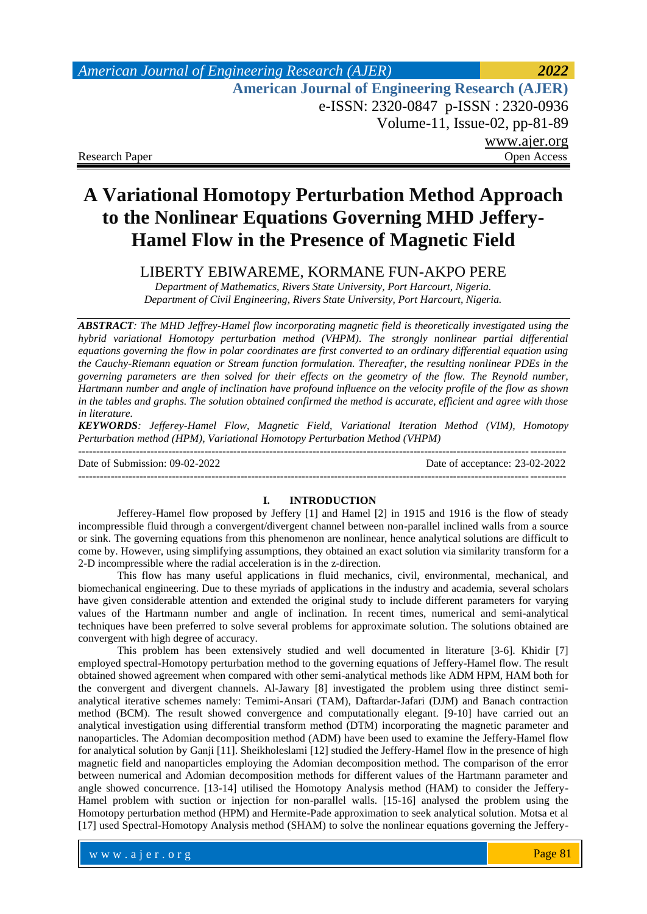Research Paper Open Access

# A Variational Homotopy Perturbation Method Approach to the Nonlinear Equations Governing MHD Jeffery-Hamel Flow in the Presence of Magnetic Field

LIBERTY EBIWAREME, KORMANE FUN-AKPO PERE

*Department of Mathematics, Rivers State University, Port Harcourt, Nigeria.*
*Department of Civil Engineering, Rivers State University, Port Harcourt, Nigeria.*

***ABSTRACT**: The MHD Jeffrey-Hamel flow incorporating magnetic field is theoretically investigated using the hybrid variational Homotopy perturbation method (VHPM). The strongly nonlinear partial differential equations governing the flow in polar coordinates are first converted to an ordinary differential equation using the Cauchy-Riemann equation or Stream function formulation. Thereafter, the resulting nonlinear PDEs in the governing parameters are then solved for their effects on the geometry of the flow. The Reynold number, Hartmann number and angle of inclination have profound influence on the velocity profile of the flow as shown in the tables and graphs. The solution obtained confirmed the method is accurate, efficient and agree with those in literature.*

***KEYWORDS**: Jefferey-Hamel Flow, Magnetic Field, Variational Iteration Method (VIM), Homotopy Perturbation method (HPM), Variational Homotopy Perturbation Method (VHPM)*

---

Date of Submission: 09-02-2022 Date of acceptance: 23-02-2022

---

## I. INTRODUCTION

Jefferey-Hamel flow proposed by Jeffery [1] and Hamel [2] in 1915 and 1916 is the flow of steady incompressible fluid through a convergent/divergent channel between non-parallel inclined walls from a source or sink. The governing equations from this phenomenon are nonlinear, hence analytical solutions are difficult to come by. However, using simplifying assumptions, they obtained an exact solution via similarity transform for a 2-D incompressible where the radial acceleration is in the z-direction.

This flow has many useful applications in fluid mechanics, civil, environmental, mechanical, and biomechanical engineering. Due to these myriads of applications in the industry and academia, several scholars have given considerable attention and extended the original study to include different parameters for varying values of the Hartmann number and angle of inclination. In recent times, numerical and semi-analytical techniques have been preferred to solve several problems for approximate solution. The solutions obtained are convergent with high degree of accuracy.

This problem has been extensively studied and well documented in literature [3-6]. Khidir [7] employed spectral-Homotopy perturbation method to the governing equations of Jeffery-Hamel flow. The result obtained showed agreement when compared with other semi-analytical methods like ADM HPM, HAM both for the convergent and divergent channels. Al-Jawary [8] investigated the problem using three distinct semi-analytical iterative schemes namely: Temimi-Ansari (TAM), Daftardar-Jafari (DJM) and Banach contraction method (BCM). The result showed convergence and computationally elegant. [9-10] have carried out an analytical investigation using differential transform method (DTM) incorporating the magnetic parameter and nanoparticles. The Adomian decomposition method (ADM) have been used to examine the Jeffery-Hamel flow for analytical solution by Ganji [11]. Sheikholeslami [12] studied the Jeffery-Hamel flow in the presence of high magnetic field and nanoparticles employing the Adomian decomposition method. The comparison of the error between numerical and Adomian decomposition methods for different values of the Hartmann parameter and angle showed concurrence. [13-14] utilised the Homotopy Analysis method (HAM) to consider the Jeffery-Hamel problem with suction or injection for non-parallel walls. [15-16] analysed the problem using the Homotopy perturbation method (HPM) and Hermite-Pade approximation to seek analytical solution. Motsa et al [17] used Spectral-Homotopy Analysis method (SHAM) to solve the nonlinear equations governing the Jeffery-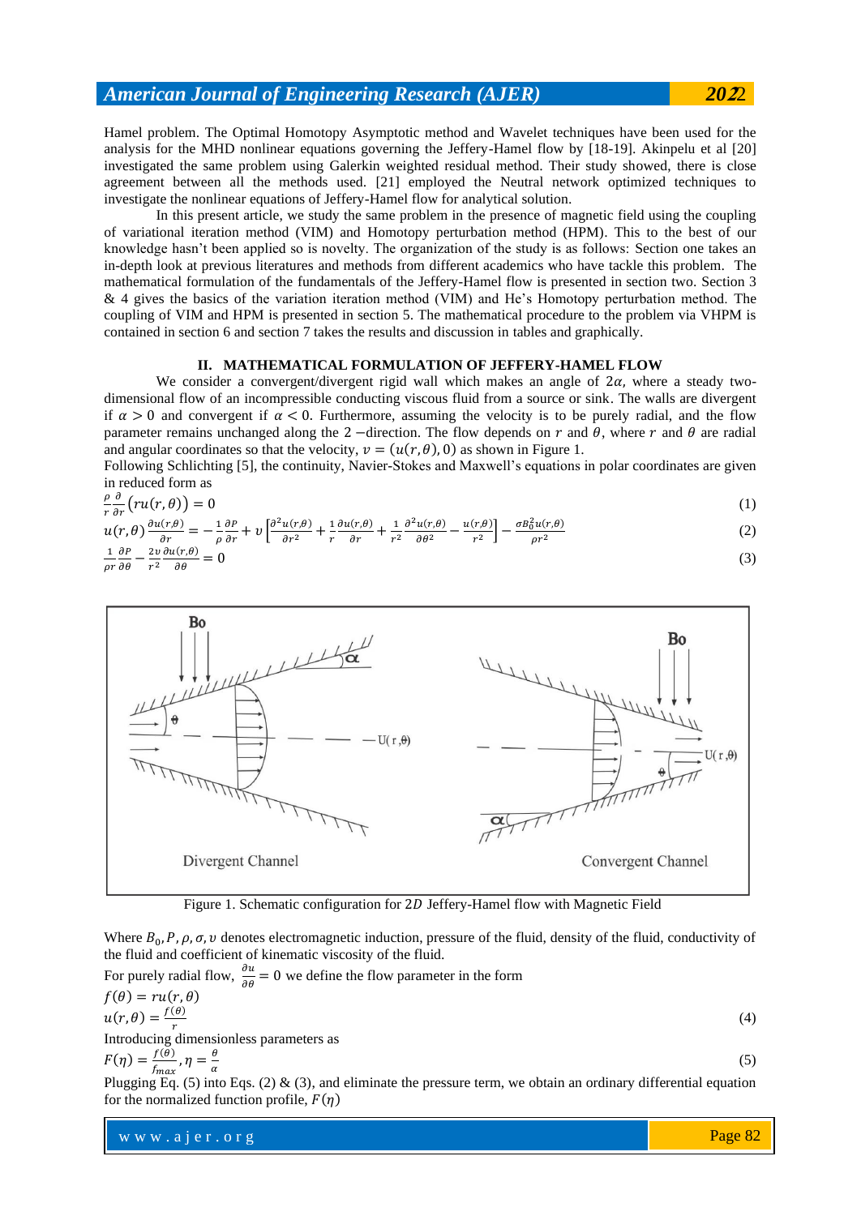Hamel problem. The Optimal Homotopy Asymptotic method and Wavelet techniques have been used for the analysis for the MHD nonlinear equations governing the Jeffery-Hamel flow by [18-19]. Akinpelu et al [20] investigated the same problem using Galerkin weighted residual method. Their study showed, there is close agreement between all the methods used. [21] employed the Neutral network optimized techniques to investigate the nonlinear equations of Jeffery-Hamel flow for analytical solution.

In this present article, we study the same problem in the presence of magnetic field using the coupling of variational iteration method (VIM) and Homotopy perturbation method (HPM). This to the best of our knowledge hasn't been applied so is novelty. The organization of the study is as follows: Section one takes an in-depth look at previous literatures and methods from different academics who have tackle this problem. The mathematical formulation of the fundamentals of the Jeffery-Hamel flow is presented in section two. Section 3 & 4 gives the basics of the variation iteration method (VIM) and He's Homotopy perturbation method. The coupling of VIM and HPM is presented in section 5. The mathematical procedure to the problem via VHPM is contained in section 6 and section 7 takes the results and discussion in tables and graphically.

## II. MATHEMATICAL FORMULATION OF JEFFERY-HAMEL FLOW

We consider a convergent/divergent rigid wall which makes an angle of $2\alpha$, where a steady two-dimensional flow of an incompressible conducting viscous fluid from a source or sink. The walls are divergent if $\alpha > 0$ and convergent if $\alpha < 0$. Furthermore, assuming the velocity is to be purely radial, and the flow parameter remains unchanged along the $2-$direction. The flow depends on $r$ and $\theta$, where $r$ and $\theta$ are radial and angular coordinates so that the velocity, $v = (u(r,\theta), 0)$ as shown in Figure 1.

Following Schlichting [5], the continuity, Navier-Stokes and Maxwell's equations in polar coordinates are given in reduced form as

$$\frac{\rho}{r}\frac{\partial}{\partial r}\left(ru(r,\theta)\right) = 0 \tag{1}$$

$$u(r,\theta)\frac{\partial u(r,\theta)}{\partial r} = -\frac{1}{\rho}\frac{\partial P}{\partial r} + v\left[\frac{\partial^2 u(r,\theta)}{\partial r^2} + \frac{1}{r}\frac{\partial u(r,\theta)}{\partial r} + \frac{1}{r^2}\frac{\partial^2 u(r,\theta)}{\partial \theta^2} - \frac{u(r,\theta)}{r^2}\right] - \frac{\sigma B_0^2 u(r,\theta)}{\rho r^2} \tag{2}$$

$$\frac{1}{\rho r}\frac{\partial P}{\partial \theta} - \frac{2v}{r^2}\frac{\partial u(r,\theta)}{\partial \theta} = 0 \tag{3}$$

Figure 1. Schematic configuration for $2D$ Jeffery-Hamel flow with Magnetic Field

Where $B_0, P, \rho, \sigma, v$ denotes electromagnetic induction, pressure of the fluid, density of the fluid, conductivity of the fluid and coefficient of kinematic viscosity of the fluid.

For purely radial flow, $\frac{\partial u}{\partial \theta} = 0$ we define the flow parameter in the form

$$f(\theta) = ru(r,\theta)$$

$$u(r,\theta) = \frac{f(\theta)}{r} \tag{4}$$

Introducing dimensionless parameters as

$$F(\eta) = \frac{f(\theta)}{f_{max}}, \eta = \frac{\theta}{\alpha} \tag{5}$$

Plugging Eq. (5) into Eqs. (2) & (3), and eliminate the pressure term, we obtain an ordinary differential equation for the normalized function profile, $F(\eta)$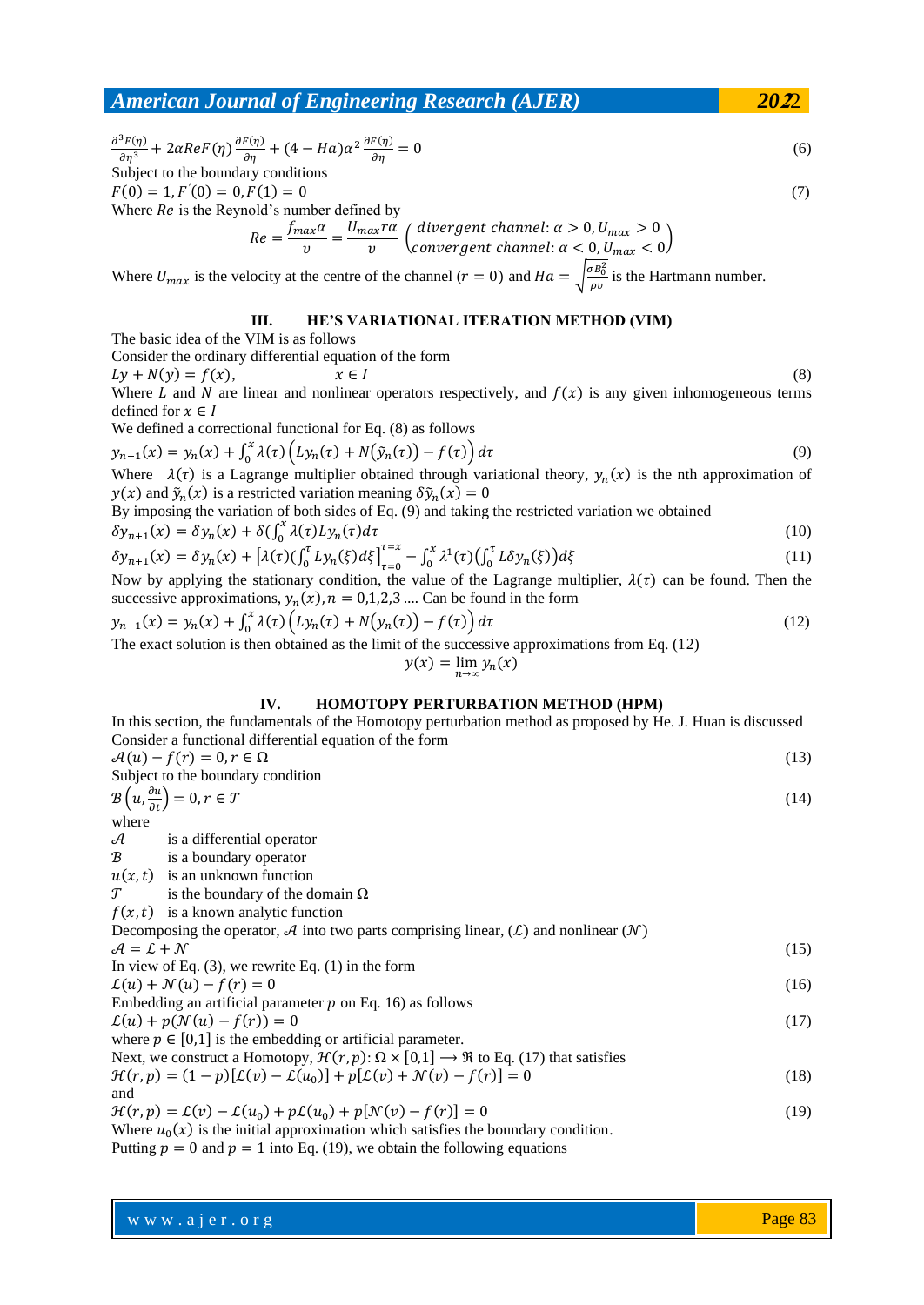$$\frac{\partial^3 F(\eta)}{\partial \eta^3} + 2\alpha Re F(\eta)\frac{\partial F(\eta)}{\partial \eta} + (4 - Ha)\alpha^2 \frac{\partial F(\eta)}{\partial \eta} = 0 \tag{6}$$

Subject to the boundary conditions

$$F(0) = 1, F^{'}(0) = 0, F(1) = 0 \tag{7}$$

Where $Re$ is the Reynold's number defined by

$$Re = \frac{f_{max}\alpha}{\upsilon} = \frac{U_{max} r\alpha}{\upsilon}\left(\begin{matrix} divergent\ channel{:}\ \alpha > 0, U_{max} > 0 \\ convergent\ channel{:}\ \alpha < 0, U_{max} < 0 \end{matrix}\right)$$

Where $U_{max}$ is the velocity at the centre of the channel ($r = 0$) and $Ha = \sqrt{\frac{\sigma B_0^2}{\rho\upsilon}}$ is the Hartmann number.

## III. HE'S VARIATIONAL ITERATION METHOD (VIM)

The basic idea of the VIM is as follows

Consider the ordinary differential equation of the form

$$Ly + N(y) = f(x), \qquad x \in I \tag{8}$$

Where $L$ and $N$ are linear and nonlinear operators respectively, and $f(x)$ is any given inhomogeneous terms defined for $x \in I$

We defined a correctional functional for Eq. (8) as follows

$$y_{n+1}(x) = y_n(x) + \int_0^x \lambda(\tau)\left(Ly_n(\tau) + N(\tilde{y}_n(\tau)) - f(\tau)\right)d\tau \tag{9}$$

Where $\lambda(\tau)$ is a Lagrange multiplier obtained through variational theory, $y_n(x)$ is the nth approximation of $y(x)$ and $\tilde{y}_n(x)$ is a restricted variation meaning $\delta\tilde{y}_n(x) = 0$

By imposing the variation of both sides of Eq. (9) and taking the restricted variation we obtained

$$\delta y_{n+1}(x) = \delta y_n(x) + \delta(\int_0^x \lambda(\tau)Ly_n(\tau)d\tau \tag{10}$$

$$\delta y_{n+1}(x) = \delta y_n(x) + \left[\lambda(\tau)(\int_0^\tau Ly_n(\xi)d\xi\right]_{\tau=0}^{\tau=x} - \int_0^x \lambda^1(\tau)\left(\int_0^\tau L\delta y_n(\xi)\right)d\xi \tag{11}$$

Now by applying the stationary condition, the value of the Lagrange multiplier, $\lambda(\tau)$ can be found. Then the successive approximations, $y_n(x), n = 0,1,2,3 ....$ Can be found in the form

$$y_{n+1}(x) = y_n(x) + \int_0^x \lambda(\tau)\left(Ly_n(\tau) + N(y_n(\tau)) - f(\tau)\right)d\tau \tag{12}$$

The exact solution is then obtained as the limit of the successive approximations from Eq. (12)

$$y(x) = \lim_{n\to\infty} y_n(x)$$

## IV. HOMOTOPY PERTURBATION METHOD (HPM)

In this section, the fundamentals of the Homotopy perturbation method as proposed by He. J. Huan is discussed

Consider a functional differential equation of the form

$$\mathcal{A}(u) - f(r) = 0, r \in \Omega \tag{13}$$

Subject to the boundary condition

$$\mathcal{B}\left(u, \frac{\partial u}{\partial t}\right) = 0, r \in \mathcal{T} \tag{14}$$

where

- $\mathcal{A}$ is a differential operator
- $\mathcal{B}$ is a boundary operator
- $u(x,t)$ is an unknown function
- $\mathcal{T}$ is the boundary of the domain $\Omega$
- $f(x,t)$ is a known analytic function

Decomposing the operator, $\mathcal{A}$ into two parts comprising linear, ($\mathcal{L}$) and nonlinear ($\mathcal{N}$)

$$\mathcal{A} = \mathcal{L} + \mathcal{N} \tag{15}$$

In view of Eq. (3), we rewrite Eq. (1) in the form

$$\mathcal{L}(u) + \mathcal{N}(u) - f(r) = 0 \tag{16}$$

Embedding an artificial parameter $p$ on Eq. 16) as follows

$$\mathcal{L}(u) + p(\mathcal{N}(u) - f(r)) = 0 \tag{17}$$

where $p \in [0,1]$ is the embedding or artificial parameter.

Next, we construct a Homotopy, $\mathcal{H}(r,p){:}\ \Omega \times [0,1] \longrightarrow \Re$ to Eq. (17) that satisfies

$$\mathcal{H}(r,p) = (1-p)[\mathcal{L}(v) - \mathcal{L}(u_0)] + p[\mathcal{L}(v) + \mathcal{N}(v) - f(r)] = 0 \tag{18}$$

and

$$\mathcal{H}(r,p) = \mathcal{L}(v) - \mathcal{L}(u_0) + p\mathcal{L}(u_0) + p[\mathcal{N}(v) - f(r)] = 0 \tag{19}$$

Where $u_0(x)$ is the initial approximation which satisfies the boundary condition.

Putting $p = 0$ and $p = 1$ into Eq. (19), we obtain the following equations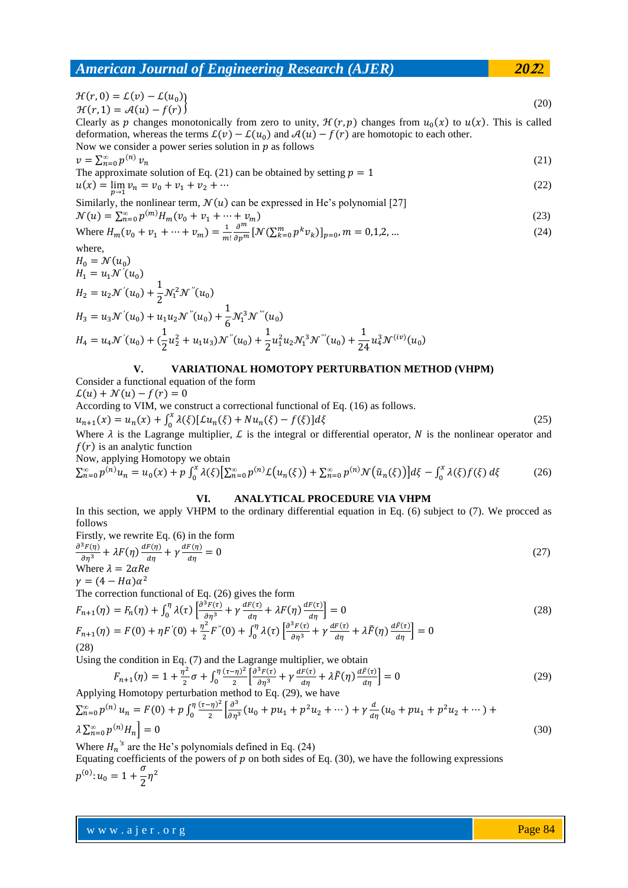$$\left.\begin{array}{l}\mathcal{H}(r,0)=\mathcal{L}(v)-\mathcal{L}(u_0)\\ \mathcal{H}(r,1)=\mathcal{A}(u)-f(r)\end{array}\right\} \tag{20}$$

Clearly as $p$ changes monotonically from zero to unity, $\mathcal{H}(r,p)$ changes from $u_0(x)$ to $u(x)$. This is called deformation, whereas the terms $\mathcal{L}(v)-\mathcal{L}(u_0)$ and $\mathcal{A}(u)-f(r)$ are homotopic to each other.

Now we consider a power series solution in $p$ as follows

$$v=\sum_{n=0}^{\infty}p^{(n)}v_n \tag{21}$$

The approximate solution of Eq. (21) can be obtained by setting $p=1$

$$u(x)=\lim_{p\to 1}v_n=v_0+v_1+v_2+\cdots \tag{22}$$

Similarly, the nonlinear term, $\mathcal{N}(u)$ can be expressed in He's polynomial [27]

$$\mathcal{N}(u)=\sum_{n=0}^{\infty}p^{(m)}H_m(v_0+v_1+\cdots+v_m) \tag{23}$$

Where $H_m(v_0+v_1+\cdots+v_m)=\frac{1}{m!}\frac{\partial^m}{\partial p^m}\left[\mathcal{N}\left(\sum_{k=0}^{m}p^k v_k\right)\right]_{p=0}, m=0,1,2,\ldots$ (24)

where,

$$H_0=\mathcal{N}(u_0)$$

$$H_1=u_1\mathcal{N}'(u_0)$$

$$H_2=u_2\mathcal{N}'(u_0)+\frac{1}{2}\mathcal{N}_1^2\mathcal{N}''(u_0)$$

$$H_3=u_3\mathcal{N}'(u_0)+u_1u_2\mathcal{N}''(u_0)+\frac{1}{6}\mathcal{N}_1^3\mathcal{N}'''(u_0)$$

$$H_4=u_4\mathcal{N}'(u_0)+\left(\frac{1}{2}u_2^2+u_1u_3\right)\mathcal{N}''(u_0)+\frac{1}{2}u_1^2u_2\mathcal{N}_1^3\mathcal{N}'''(u_0)+\frac{1}{24}u_4^3\mathcal{N}^{(iv)}(u_0)$$

## V. VARIATIONAL HOMOTOPY PERTURBATION METHOD (VHPM)

Consider a functional equation of the form

$$\mathcal{L}(u)+\mathcal{N}(u)-f(r)=0$$

According to VIM, we construct a correctional functional of Eq. (16) as follows.

$$u_{n+1}(x)=u_n(x)+\int_0^x\lambda(\xi)[\mathcal{L}u_n(\xi)+Nu_n(\xi)-f(\xi)]d\xi \tag{25}$$

Where $\lambda$ is the Lagrange multiplier, $\mathcal{L}$ is the integral or differential operator, $N$ is the nonlinear operator and $f(r)$ is an analytic function

Now, applying Homotopy we obtain

$$\sum_{n=0}^{\infty}p^{(n)}u_n=u_0(x)+p\int_0^x\lambda(\xi)\left[\sum_{n=0}^{\infty}p^{(n)}\mathcal{L}\left(u_n(\xi)\right)+\sum_{n=0}^{\infty}p^{(n)}\mathcal{N}\left(\tilde{u}_n(\xi)\right)\right]d\xi-\int_0^x\lambda(\xi)f(\xi)\,d\xi \tag{26}$$

## VI. ANALYTICAL PROCEDURE VIA VHPM

In this section, we apply VHPM to the ordinary differential equation in Eq. (6) subject to (7). We procced as follows

Firstly, we rewrite Eq. (6) in the form

$$\frac{\partial^3F(\eta)}{\partial\eta^3}+\lambda F(\eta)\frac{dF(\eta)}{d\eta}+\gamma\frac{dF(\eta)}{d\eta}=0 \tag{27}$$

Where $\lambda=2\alpha Re$

$\gamma=(4-Ha)\alpha^2$

The correction functional of Eq. (26) gives the form

$$F_{n+1}(\eta)=F_n(\eta)+\int_0^\eta\lambda(\tau)\left[\frac{\partial^3F(\tau)}{\partial\eta^3}+\gamma\frac{dF(\tau)}{d\eta}+\lambda F(\eta)\frac{dF(\tau)}{d\eta}\right]=0 \tag{28}$$

$$F_{n+1}(\eta)=F(0)+\eta F'(0)+\frac{\eta^2}{2}F''(0)+\int_0^\eta\lambda(\tau)\left[\frac{\partial^3F(\tau)}{\partial\eta^3}+\gamma\frac{dF(\tau)}{d\eta}+\lambda\tilde{F}(\eta)\frac{d\tilde{F}(\tau)}{d\eta}\right]=0$$

(28)

Using the condition in Eq. (7) and the Lagrange multiplier, we obtain

$$F_{n+1}(\eta)=1+\frac{\eta^2}{2}\sigma+\int_0^\eta\frac{(\tau-\eta)^2}{2}\left[\frac{\partial^3F(\tau)}{\partial\eta^3}+\gamma\frac{dF(\tau)}{d\eta}+\lambda\tilde{F}(\tau)\frac{d\tilde{F}(\tau)}{d\eta}\right]=0 \tag{29}$$

Applying Homotopy perturbation method to Eq. (29), we have

$$\sum_{n=0}^{\infty}p^{(n)}u_n=F(0)+p\int_0^\eta\frac{(\tau-\eta)^2}{2}\left[\frac{\partial^3}{\partial\eta^3}(u_0+pu_1+p^2u_2+\cdots)+\gamma\frac{d}{d\eta}(u_0+pu_1+p^2u_2+\cdots)+\lambda\sum_{n=0}^{\infty}p^{(n)}H_n\right]=0 \tag{30}$$

Where $H_n{}^{'s}$ are the He's polynomials defined in Eq. (24)

Equating coefficients of the powers of $p$ on both sides of Eq. (30), we have the following expressions

$$p^{(0)}:u_0=1+\frac{\sigma}{2}\eta^2$$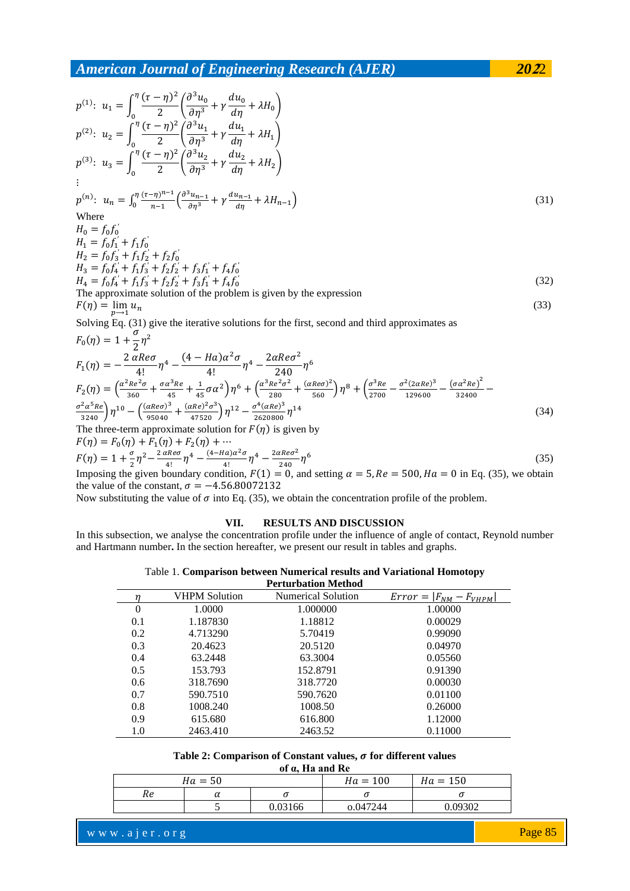$$p^{(1)}: \ u_1 = \int_0^{\eta} \frac{(\tau-\eta)^2}{2}\left(\frac{\partial^3 u_0}{\partial \eta^3} + \gamma \frac{du_0}{d\eta} + \lambda H_0\right)$$

$$p^{(2)}: \ u_2 = \int_0^{\eta} \frac{(\tau-\eta)^2}{2}\left(\frac{\partial^3 u_1}{\partial \eta^3} + \gamma \frac{du_1}{d\eta} + \lambda H_1\right)$$

$$p^{(3)}: \ u_3 = \int_0^{\eta} \frac{(\tau-\eta)^2}{2}\left(\frac{\partial^3 u_2}{\partial \eta^3} + \gamma \frac{du_2}{d\eta} + \lambda H_2\right)$$

$\vdots$

$$p^{(n)}: \ u_n = \int_0^{\eta} \frac{(\tau-\eta)^{n-1}}{n-1}\left(\frac{\partial^3 u_{n-1}}{\partial \eta^3} + \gamma \frac{du_{n-1}}{d\eta} + \lambda H_{n-1}\right) \tag{31}$$

Where

$$H_0 = f_0 f_0^{'}$$
$$H_1 = f_0 f_1^{'} + f_1 f_0^{'}$$
$$H_2 = f_0 f_3^{'} + f_1 f_2^{'} + f_2 f_0^{'}$$
$$H_3 = f_0 f_4^{'} + f_1 f_3^{'} + f_2 f_2^{'} + f_3 f_1^{'} + f_4 f_0^{'}$$
$$H_4 = f_0 f_4^{'} + f_1 f_3^{'} + f_2 f_2^{'} + f_3 f_1^{'} + f_4 f_0^{'} \tag{32}$$

The approximate solution of the problem is given by the expression

$$F(\eta) = \lim_{p \to 1} u_n \tag{33}$$

Solving Eq. (31) give the iterative solutions for the first, second and third approximates as

$$F_0(\eta) = 1 + \frac{\sigma}{2}\eta^2$$

$$F_1(\eta) = -\frac{2\ \alpha Re\sigma}{4!}\eta^4 - \frac{(4-Ha)\alpha^2\sigma}{4!}\eta^4 - \frac{2\alpha Re\sigma^2}{240}\eta^6$$

$$F_2(\eta) = \left(\frac{\alpha^2 Re^2\sigma}{360} + \frac{\sigma\alpha^3 Re}{45} + \frac{1}{45}\sigma\alpha^2\right)\eta^6 + \left(\frac{\alpha^3 Re^2\sigma^2}{280} + \frac{(\alpha Re\sigma)^2}{560}\right)\eta^8 + \left(\frac{\sigma^3 Re}{2700} - \frac{\sigma^2(2\alpha Re)^3}{129600} - \frac{(\sigma\alpha^2 Re)^2}{32400} - \frac{\sigma^2\alpha^5 Re}{3240}\right)\eta^{10} - \left(\frac{(\alpha Re\sigma)^3}{95040} + \frac{(\alpha Re)^2\sigma^3}{47520}\right)\eta^{12} - \frac{\sigma^4(\alpha Re)^3}{2620800}\eta^{14} \tag{34}$$

The three-term approximate solution for $F(\eta)$ is given by

$$F(\eta) = F_0(\eta) + F_1(\eta) + F_2(\eta) + \cdots$$

$$F(\eta) = 1 + \frac{\sigma}{2}\eta^2 - \frac{2\ \alpha Re\sigma}{4!}\eta^4 - \frac{(4-Ha)\alpha^2\sigma}{4!}\eta^4 - \frac{2\alpha Re\sigma^2}{240}\eta^6 \tag{35}$$

Imposing the given boundary condition, $F(1) = 0$, and setting $\alpha = 5, Re = 500, Ha = 0$ in Eq. (35), we obtain the value of the constant, $\sigma = -4.56.80072132$

Now substituting the value of $\sigma$ into Eq. (35), we obtain the concentration profile of the problem.

## VII. RESULTS AND DISCUSSION

In this subsection, we analyse the concentration profile under the influence of angle of contact, Reynold number and Hartmann number**.** In the section hereafter, we present our result in tables and graphs.

Table 1. **Comparison between Numerical results and Variational Homotopy Perturbation Method**

| $\eta$ | VHPM Solution | Numerical Solution | $Error = \lvert F_{NM} - F_{VHPM}\rvert$ |
|---|---|---|---|
| 0 | 1.0000 | 1.000000 | 1.00000 |
| 0.1 | 1.187830 | 1.18812 | 0.00029 |
| 0.2 | 4.713290 | 5.70419 | 0.99090 |
| 0.3 | 20.4623 | 20.5120 | 0.04970 |
| 0.4 | 63.2448 | 63.3004 | 0.05560 |
| 0.5 | 153.793 | 152.8791 | 0.91390 |
| 0.6 | 318.7690 | 318.7720 | 0.00030 |
| 0.7 | 590.7510 | 590.7620 | 0.01100 |
| 0.8 | 1008.240 | 1008.50 | 0.26000 |
| 0.9 | 615.680 | 616.800 | 1.12000 |
| 1.0 | 2463.410 | 2463.52 | 0.11000 |

**Table 2: Comparison of Constant values, $\sigma$ for different values of $\alpha$, Ha and Re**

| $Ha = 50$ | | | $Ha = 100$ | $Ha = 150$ |
|---|---|---|---|---|
| $Re$ | $\alpha$ | $\sigma$ | $\sigma$ | $\sigma$ |
| | 5 | 0.03166 | o.047244 | 0.09302 |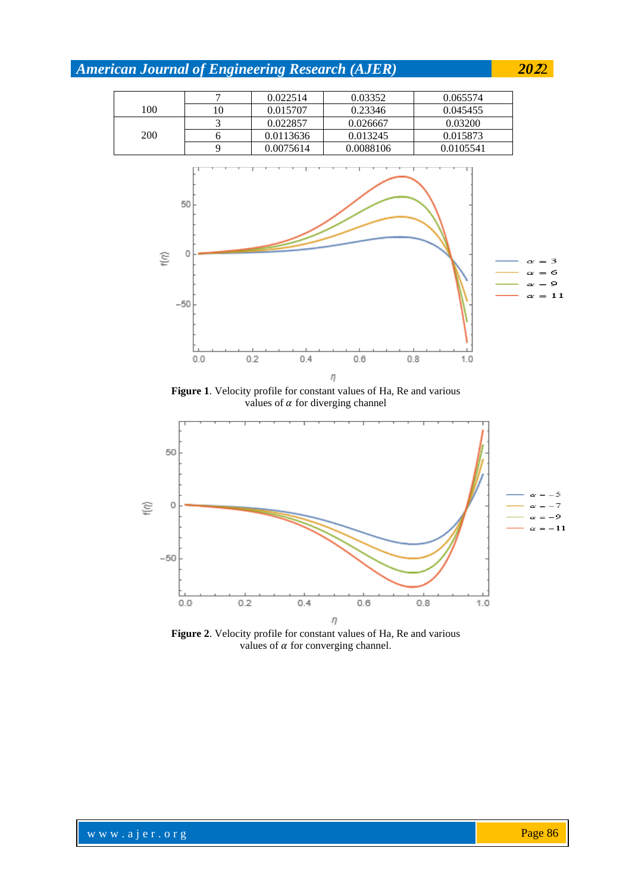| | | | | |
|---|---|---|---|---|
| 100 | 7 | 0.022514 | 0.03352 | 0.065574 |
| | 10 | 0.015707 | 0.23346 | 0.045455 |
| 200 | 3 | 0.022857 | 0.026667 | 0.03200 |
| | 6 | 0.0113636 | 0.013245 | 0.015873 |
| | 9 | 0.0075614 | 0.0088106 | 0.0105541 |

**Figure 1**. Velocity profile for constant values of Ha, Re and various values of $\alpha$ for diverging channel

**Figure 2**. Velocity profile for constant values of Ha, Re and various values of $\alpha$ for converging channel.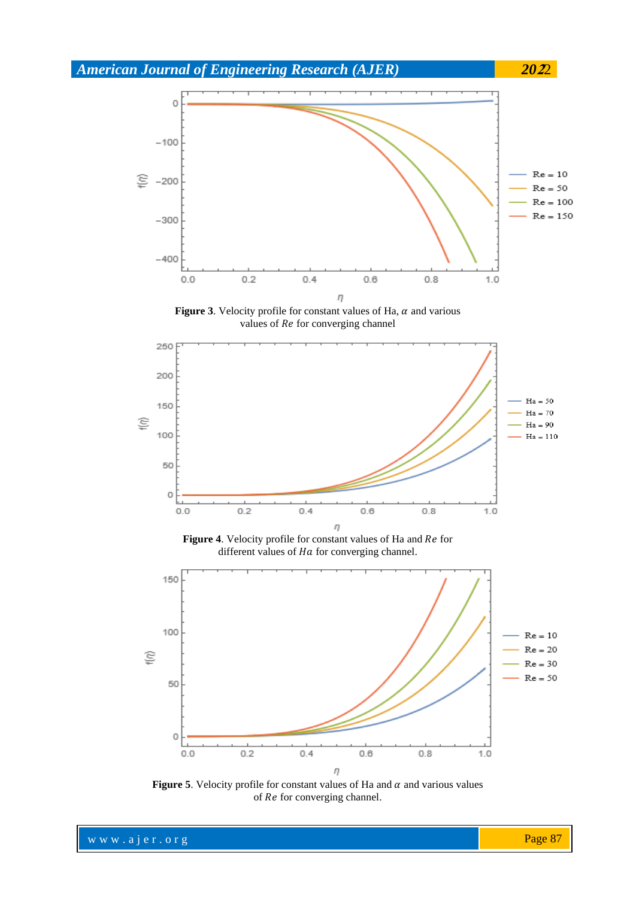**Figure 3**. Velocity profile for constant values of Ha, $\alpha$ and various values of $Re$ for converging channel

**Figure 4**. Velocity profile for constant values of Ha and $Re$ for different values of $Ha$ for converging channel.

**Figure 5**. Velocity profile for constant values of Ha and $\alpha$ and various values of $Re$ for converging channel.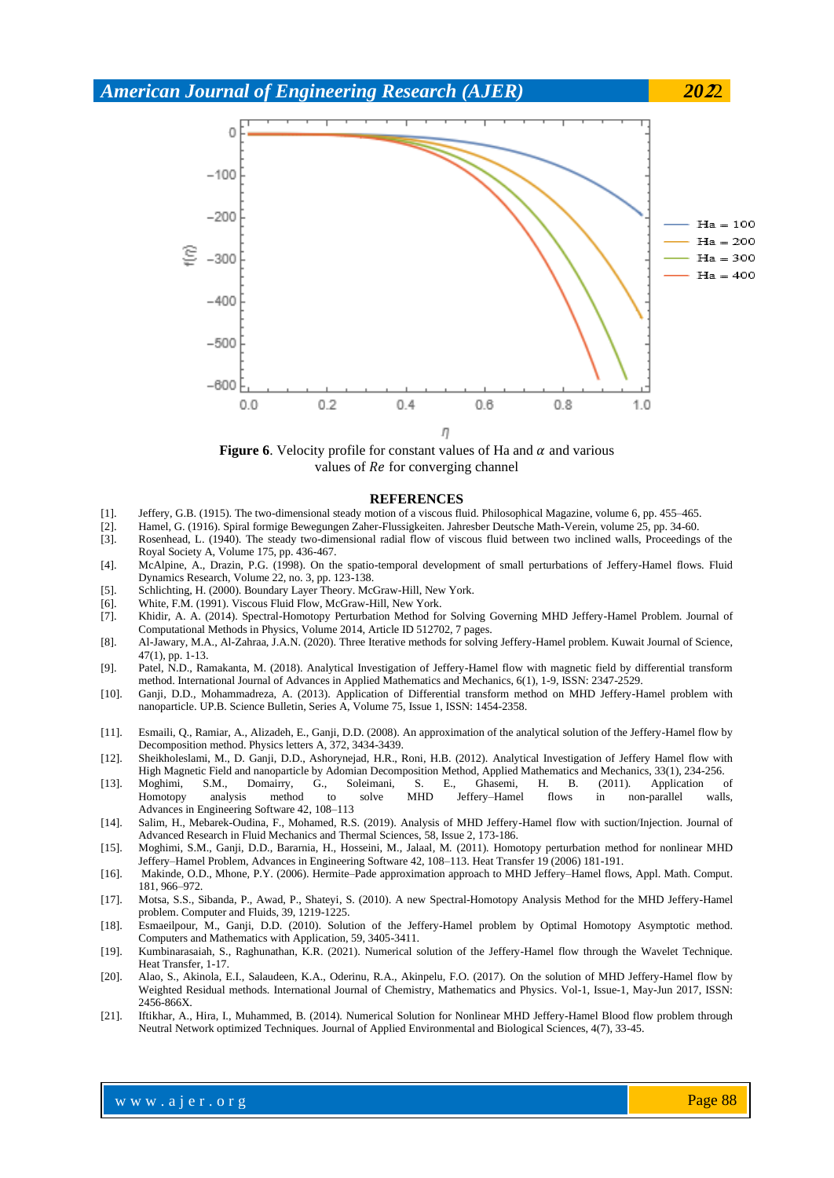**Figure 6**. Velocity profile for constant values of Ha and $\alpha$ and various values of $Re$ for converging channel

## REFERENCES

[1]. Jeffery, G.B. (1915). The two-dimensional steady motion of a viscous fluid. Philosophical Magazine, volume 6, pp. 455–465.

[2]. Hamel, G. (1916). Spiral formige Bewegungen Zaher-Flussigkeiten. Jahresber Deutsche Math-Verein, volume 25, pp. 34-60.

[3]. Rosenhead, L. (1940). The steady two-dimensional radial flow of viscous fluid between two inclined walls, Proceedings of the Royal Society A, Volume 175, pp. 436-467.

[4]. McAlpine, A., Drazin, P.G. (1998). On the spatio-temporal development of small perturbations of Jeffery-Hamel flows. Fluid Dynamics Research, Volume 22, no. 3, pp. 123-138.

[5]. Schlichting, H. (2000). Boundary Layer Theory. McGraw-Hill, New York.

[6]. White, F.M. (1991). Viscous Fluid Flow, McGraw-Hill, New York.

[7]. Khidir, A. A. (2014). Spectral-Homotopy Perturbation Method for Solving Governing MHD Jeffery-Hamel Problem. Journal of Computational Methods in Physics, Volume 2014, Article ID 512702, 7 pages.

[8]. Al-Jawary, M.A., Al-Zahraa, J.A.N. (2020). Three Iterative methods for solving Jeffery-Hamel problem. Kuwait Journal of Science, 47(1), pp. 1-13.

[9]. Patel, N.D., Ramakanta, M. (2018). Analytical Investigation of Jeffery-Hamel flow with magnetic field by differential transform method. International Journal of Advances in Applied Mathematics and Mechanics, 6(1), 1-9, ISSN: 2347-2529.

[10]. Ganji, D.D., Mohammadreza, A. (2013). Application of Differential transform method on MHD Jeffery-Hamel problem with nanoparticle. UP.B. Science Bulletin, Series A, Volume 75, Issue 1, ISSN: 1454-2358.

[11]. Esmaili, Q., Ramiar, A., Alizadeh, E., Ganji, D.D. (2008). An approximation of the analytical solution of the Jeffery-Hamel flow by Decomposition method. Physics letters A, 372, 3434-3439.

[12]. Sheikholeslami, M., D. Ganji, D.D., Ashorynejad, H.R., Roni, H.B. (2012). Analytical Investigation of Jeffery Hamel flow with High Magnetic Field and nanoparticle by Adomian Decomposition Method, Applied Mathematics and Mechanics, 33(1), 234-256.

[13]. Moghimi, S.M., Domairry, G., Soleimani, S. E., Ghasemi, H. B. (2011). Application of Homotopy analysis method to solve MHD Jeffery–Hamel flows in non-parallel walls, Advances in Engineering Software 42, 108–113

[14]. Salim, H., Mebarek-Oudina, F., Mohamed, R.S. (2019). Analysis of MHD Jeffery-Hamel flow with suction/Injection. Journal of Advanced Research in Fluid Mechanics and Thermal Sciences, 58, Issue 2, 173-186.

[15]. Moghimi, S.M., Ganji, D.D., Bararnia, H., Hosseini, M., Jalaal, M. (2011). Homotopy perturbation method for nonlinear MHD Jeffery–Hamel Problem, Advances in Engineering Software 42, 108–113. Heat Transfer 19 (2006) 181-191.

[16]. Makinde, O.D., Mhone, P.Y. (2006). Hermite–Pade approximation approach to MHD Jeffery–Hamel flows, Appl. Math. Comput. 181, 966–972.

[17]. Motsa, S.S., Sibanda, P., Awad, P., Shateyi, S. (2010). A new Spectral-Homotopy Analysis Method for the MHD Jeffery-Hamel problem. Computer and Fluids, 39, 1219-1225.

[18]. Esmaeilpour, M., Ganji, D.D. (2010). Solution of the Jeffery-Hamel problem by Optimal Homotopy Asymptotic method. Computers and Mathematics with Application, 59, 3405-3411.

[19]. Kumbinarasaiah, S., Raghunathan, K.R. (2021). Numerical solution of the Jeffery-Hamel flow through the Wavelet Technique. Heat Transfer, 1-17.

[20]. Alao, S., Akinola, E.I., Salaudeen, K.A., Oderinu, R.A., Akinpelu, F.O. (2017). On the solution of MHD Jeffery-Hamel flow by Weighted Residual methods. International Journal of Chemistry, Mathematics and Physics. Vol-1, Issue-1, May-Jun 2017, ISSN: 2456-866X.

[21]. Iftikhar, A., Hira, I., Muhammed, B. (2014). Numerical Solution for Nonlinear MHD Jeffery-Hamel Blood flow problem through Neutral Network optimized Techniques. Journal of Applied Environmental and Biological Sciences, 4(7), 33-45.